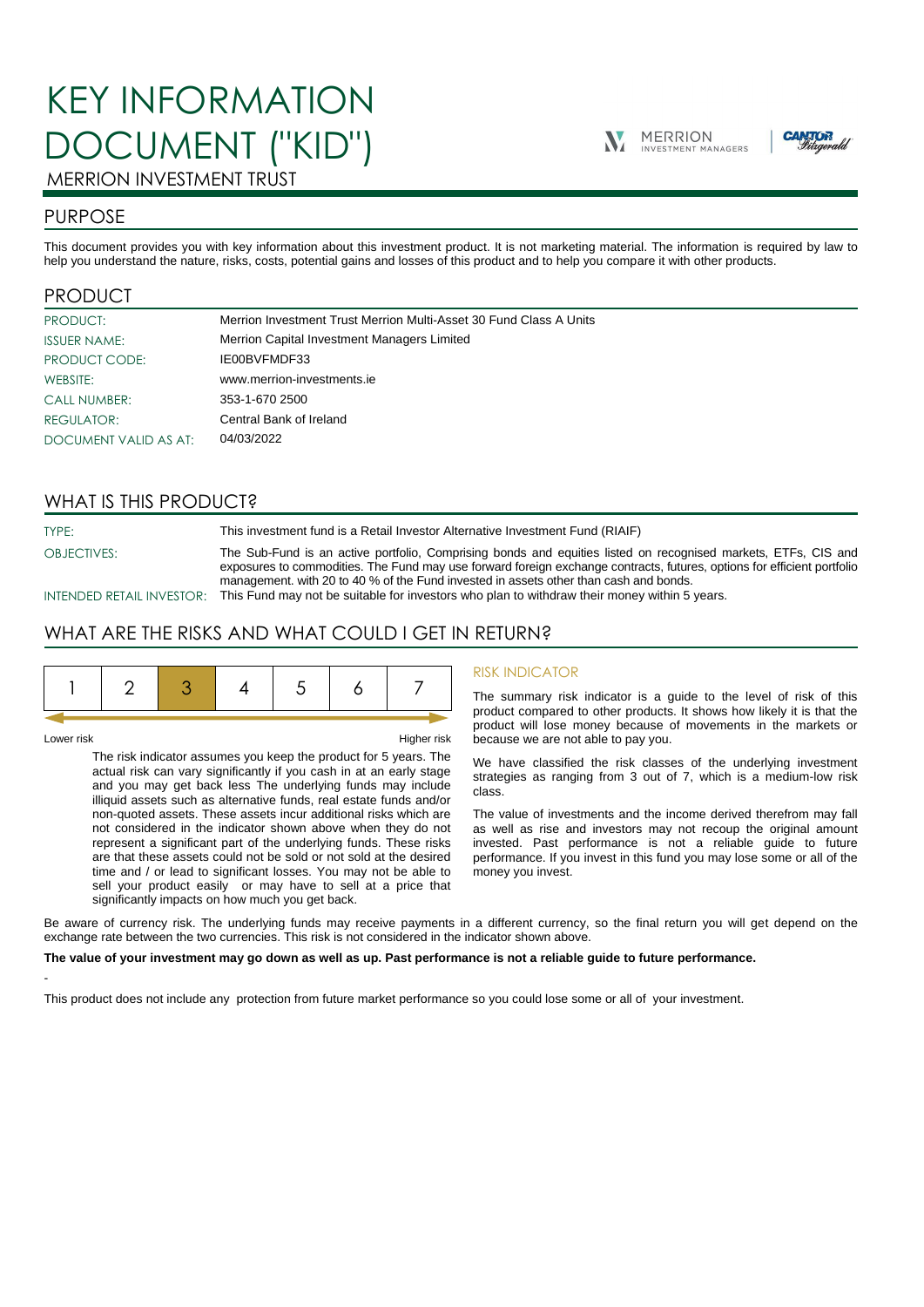# KEY INFORMATION DOCUMENT ("KID")

MERRION INVESTMENT TRUST

## PURPOSE

This document provides you with key information about this investment product. It is not marketing material. The information is required by law to help you understand the nature, risks, costs, potential gains and losses of this product and to help you compare it with other products.

## PRODUCT

| | |
|---|---|
| PRODUCT: | Merrion Investment Trust Merrion Multi-Asset 30 Fund Class A Units |
| ISSUER NAME: | Merrion Capital Investment Managers Limited |
| PRODUCT CODE: | IE00BVFMDF33 |
| WEBSITE: | www.merrion-investments.ie |
| CALL NUMBER: | 353-1-670 2500 |
| REGULATOR: | Central Bank of Ireland |
| DOCUMENT VALID AS AT: | 04/03/2022 |

## WHAT IS THIS PRODUCT?

| | |
|---|---|
| TYPE: | This investment fund is a Retail Investor Alternative Investment Fund (RIAIF) |
| OBJECTIVES: | The Sub-Fund is an active portfolio, Comprising bonds and equities listed on recognised markets, ETFs, CIS and exposures to commodities. The Fund may use forward foreign exchange contracts, futures, options for efficient portfolio management. with 20 to 40 % of the Fund invested in assets other than cash and bonds. |
| INTENDED RETAIL INVESTOR: | This Fund may not be suitable for investors who plan to withdraw their money within 5 years. |

## WHAT ARE THE RISKS AND WHAT COULD I GET IN RETURN?

| 1 | 2 | **3** | 4 | 5 | 6 | 7 |
|---|---|---|---|---|---|---|

Lower risk — Higher risk

The risk indicator assumes you keep the product for 5 years. The actual risk can vary significantly if you cash in at an early stage and you may get back less The underlying funds may include illiquid assets such as alternative funds, real estate funds and/or non-quoted assets. These assets incur additional risks which are not considered in the indicator shown above when they do not represent a significant part of the underlying funds. These risks are that these assets could not be sold or not sold at the desired time and / or lead to significant losses. You may not be able to sell your product easily or may have to sell at a price that significantly impacts on how much you get back.

### RISK INDICATOR

The summary risk indicator is a guide to the level of risk of this product compared to other products. It shows how likely it is that the product will lose money because of movements in the markets or because we are not able to pay you.

We have classified the risk classes of the underlying investment strategies as ranging from 3 out of 7, which is a medium-low risk class.

The value of investments and the income derived therefrom may fall as well as rise and investors may not recoup the original amount invested. Past performance is not a reliable guide to future performance. If you invest in this fund you may lose some or all of the money you invest.

Be aware of currency risk. The underlying funds may receive payments in a different currency, so the final return you will get depend on the exchange rate between the two currencies. This risk is not considered in the indicator shown above.

**The value of your investment may go down as well as up. Past performance is not a reliable guide to future performance.**

-

This product does not include any protection from future market performance so you could lose some or all of your investment.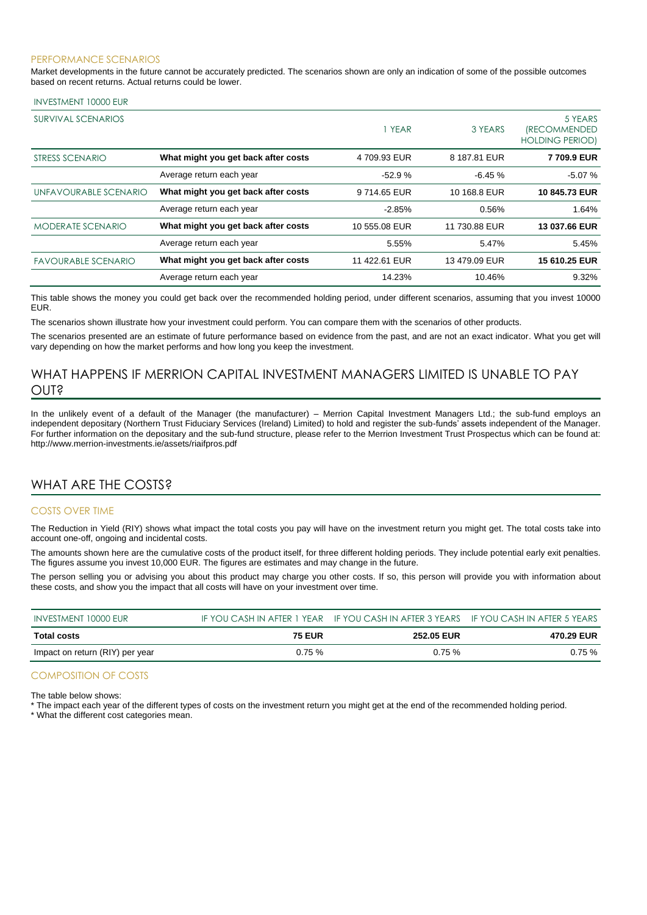### PERFORMANCE SCENARIOS

Market developments in the future cannot be accurately predicted. The scenarios shown are only an indication of some of the possible outcomes based on recent returns. Actual returns could be lower.

| INVESTMENT 10000 EUR | | | | |
|---|---|---|---|---|
| SURVIVAL SCENARIOS | | 1 YEAR | 3 YEARS | 5 YEARS (RECOMMENDED HOLDING PERIOD) |
| STRESS SCENARIO | **What might you get back after costs** | 4 709.93 EUR | 8 187.81 EUR | **7 709.9 EUR** |
| | Average return each year | -52.9 % | -6.45 % | -5.07 % |
| UNFAVOURABLE SCENARIO | **What might you get back after costs** | 9 714.65 EUR | 10 168.8 EUR | **10 845.73 EUR** |
| | Average return each year | -2.85% | 0.56% | 1.64% |
| MODERATE SCENARIO | **What might you get back after costs** | 10 555.08 EUR | 11 730.88 EUR | **13 037.66 EUR** |
| | Average return each year | 5.55% | 5.47% | 5.45% |
| FAVOURABLE SCENARIO | **What might you get back after costs** | 11 422.61 EUR | 13 479.09 EUR | **15 610.25 EUR** |
| | Average return each year | 14.23% | 10.46% | 9.32% |

This table shows the money you could get back over the recommended holding period, under different scenarios, assuming that you invest 10000 EUR.

The scenarios shown illustrate how your investment could perform. You can compare them with the scenarios of other products.

The scenarios presented are an estimate of future performance based on evidence from the past, and are not an exact indicator. What you get will vary depending on how the market performs and how long you keep the investment.

## WHAT HAPPENS IF MERRION CAPITAL INVESTMENT MANAGERS LIMITED IS UNABLE TO PAY OUT?

In the unlikely event of a default of the Manager (the manufacturer) – Merrion Capital Investment Managers Ltd.; the sub-fund employs an independent depositary (Northern Trust Fiduciary Services (Ireland) Limited) to hold and register the sub-funds' assets independent of the Manager. For further information on the depositary and the sub-fund structure, please refer to the Merrion Investment Trust Prospectus which can be found at: http://www.merrion-investments.ie/assets/riaifpros.pdf

## WHAT ARE THE COSTS?

### COSTS OVER TIME

The Reduction in Yield (RIY) shows what impact the total costs you pay will have on the investment return you might get. The total costs take into account one-off, ongoing and incidental costs.

The amounts shown here are the cumulative costs of the product itself, for three different holding periods. They include potential early exit penalties. The figures assume you invest 10,000 EUR. The figures are estimates and may change in the future.

The person selling you or advising you about this product may charge you other costs. If so, this person will provide you with information about these costs, and show you the impact that all costs will have on your investment over time.

| INVESTMENT 10000 EUR | IF YOU CASH IN AFTER 1 YEAR | IF YOU CASH IN AFTER 3 YEARS | IF YOU CASH IN AFTER 5 YEARS |
|---|---|---|---|
| **Total costs** | **75 EUR** | **252.05 EUR** | **470.29 EUR** |
| Impact on return (RIY) per year | 0.75 % | 0.75 % | 0.75 % |

### COMPOSITION OF COSTS

The table below shows:

* The impact each year of the different types of costs on the investment return you might get at the end of the recommended holding period.
* What the different cost categories mean.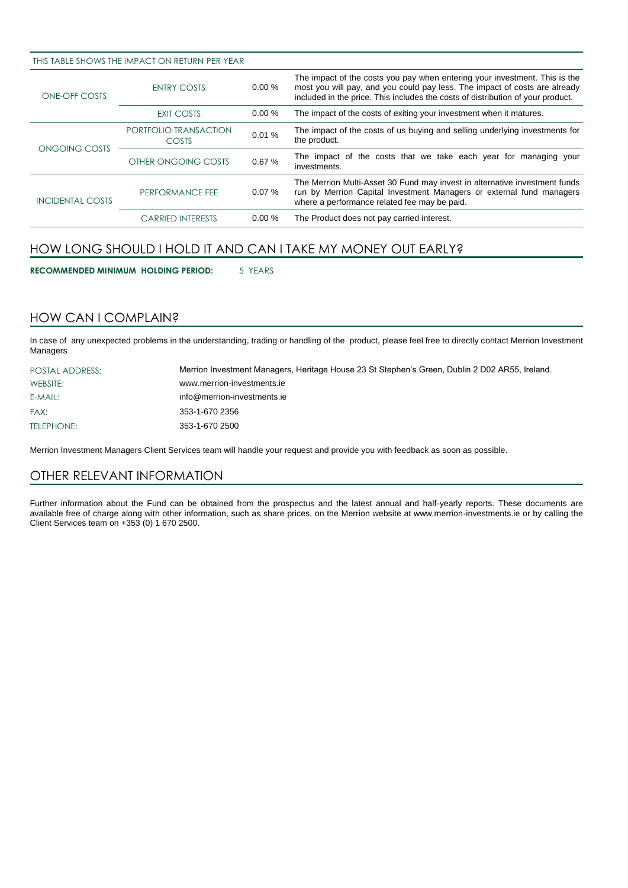| THIS TABLE SHOWS THE IMPACT ON RETURN PER YEAR | | | |
|---|---|---|---|
| ONE-OFF COSTS | ENTRY COSTS | 0.00 % | The impact of the costs you pay when entering your investment. This is the most you will pay, and you could pay less. The impact of costs are already included in the price. This includes the costs of distribution of your product. |
| | EXIT COSTS | 0.00 % | The impact of the costs of exiting your investment when it matures. |
| ONGOING COSTS | PORTFOLIO TRANSACTION COSTS | 0.01 % | The impact of the costs of us buying and selling underlying investments for the product. |
| | OTHER ONGOING COSTS | 0.67 % | The impact of the costs that we take each year for managing your investments. |
| INCIDENTAL COSTS | PERFORMANCE FEE | 0.07 % | The Merrion Multi-Asset 30 Fund may invest in alternative investment funds run by Merrion Capital Investment Managers or external fund managers where a performance related fee may be paid. |
| | CARRIED INTERESTS | 0.00 % | The Product does not pay carried interest. |

## HOW LONG SHOULD I HOLD IT AND CAN I TAKE MY MONEY OUT EARLY?

**RECOMMENDED MINIMUM HOLDING PERIOD:** 5 YEARS

## HOW CAN I COMPLAIN?

In case of any unexpected problems in the understanding, trading or handling of the product, please feel free to directly contact Merrion Investment Managers

| | |
|---|---|
| POSTAL ADDRESS: | Merrion Investment Managers, Heritage House 23 St Stephen's Green, Dublin 2 D02 AR55, Ireland. |
| WEBSITE: | www.merrion-investments.ie |
| E-MAIL: | info@merrion-investments.ie |
| FAX: | 353-1-670 2356 |
| TELEPHONE: | 353-1-670 2500 |

Merrion Investment Managers Client Services team will handle your request and provide you with feedback as soon as possible.

## OTHER RELEVANT INFORMATION

Further information about the Fund can be obtained from the prospectus and the latest annual and half-yearly reports. These documents are available free of charge along with other information, such as share prices, on the Merrion website at www.merrion-investments.ie or by calling the Client Services team on +353 (0) 1 670 2500.